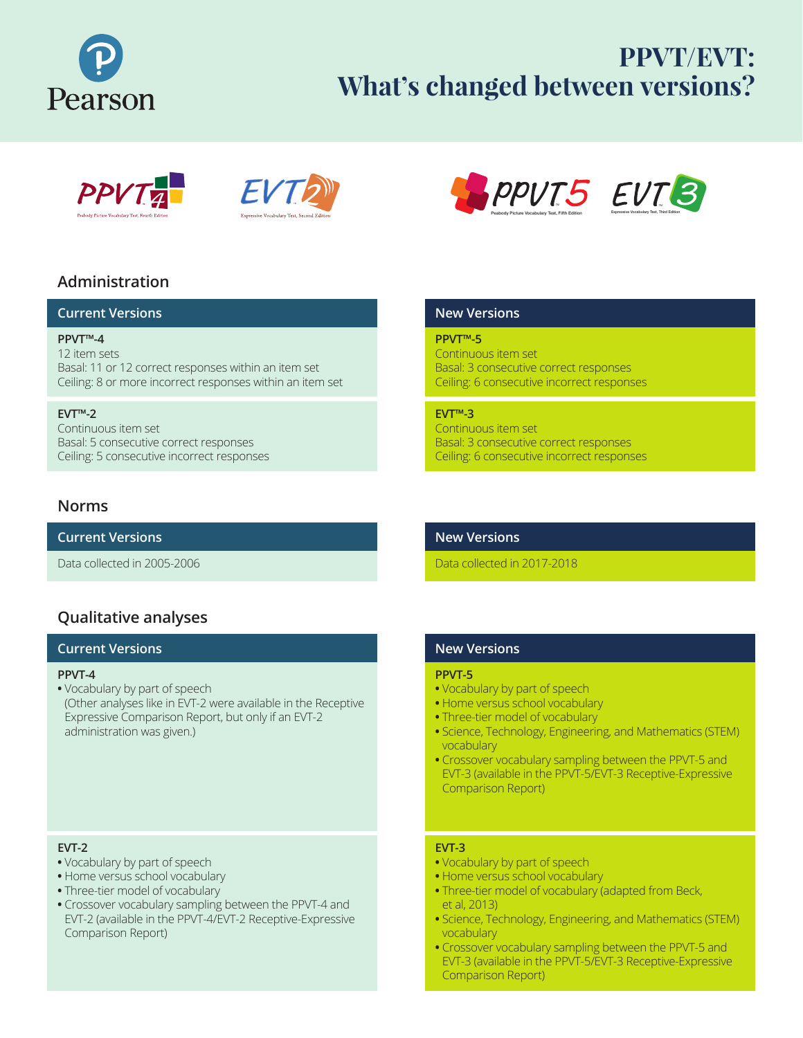# PPVT/EVT: What's changed between versions?

PPVT™ 4 — Peabody Picture Vocabulary Test, Fourth Edition

EVT™ 2 — Expressive Vocabulary Test, Second Edition

PPVT™ 5 — Peabody Picture Vocabulary Test, Fifth Edition

EVT™ 3 — Expressive Vocabulary Test, Third Edition

## Administration

| Current Versions | New Versions |
|---|---|
| **PPVT™-4**<br>12 item sets<br>Basal: 11 or 12 correct responses within an item set<br>Ceiling: 8 or more incorrect responses within an item set | **PPVT™-5**<br>Continuous item set<br>Basal: 3 consecutive correct responses<br>Ceiling: 6 consecutive incorrect responses |
| **EVT™-2**<br>Continuous item set<br>Basal: 5 consecutive correct responses<br>Ceiling: 5 consecutive incorrect responses | **EVT™-3**<br>Continuous item set<br>Basal: 3 consecutive correct responses<br>Ceiling: 6 consecutive incorrect responses |

## Norms

| Current Versions | New Versions |
|---|---|
| Data collected in 2005-2006 | Data collected in 2017-2018 |

## Qualitative analyses

| Current Versions | New Versions |
|---|---|
| **PPVT-4**<br>• Vocabulary by part of speech<br>(Other analyses like in EVT-2 were available in the Receptive Expressive Comparison Report, but only if an EVT-2 administration was given.) | **PPVT-5**<br>• Vocabulary by part of speech<br>• Home versus school vocabulary<br>• Three-tier model of vocabulary<br>• Science, Technology, Engineering, and Mathematics (STEM) vocabulary<br>• Crossover vocabulary sampling between the PPVT-5 and EVT-3 (available in the PPVT-5/EVT-3 Receptive-Expressive Comparison Report) |
| **EVT-2**<br>• Vocabulary by part of speech<br>• Home versus school vocabulary<br>• Three-tier model of vocabulary<br>• Crossover vocabulary sampling between the PPVT-4 and EVT-2 (available in the PPVT-4/EVT-2 Receptive-Expressive Comparison Report) | **EVT-3**<br>• Vocabulary by part of speech<br>• Home versus school vocabulary<br>• Three-tier model of vocabulary (adapted from Beck, et al, 2013)<br>• Science, Technology, Engineering, and Mathematics (STEM) vocabulary<br>• Crossover vocabulary sampling between the PPVT-5 and EVT-3 (available in the PPVT-5/EVT-3 Receptive-Expressive Comparison Report) |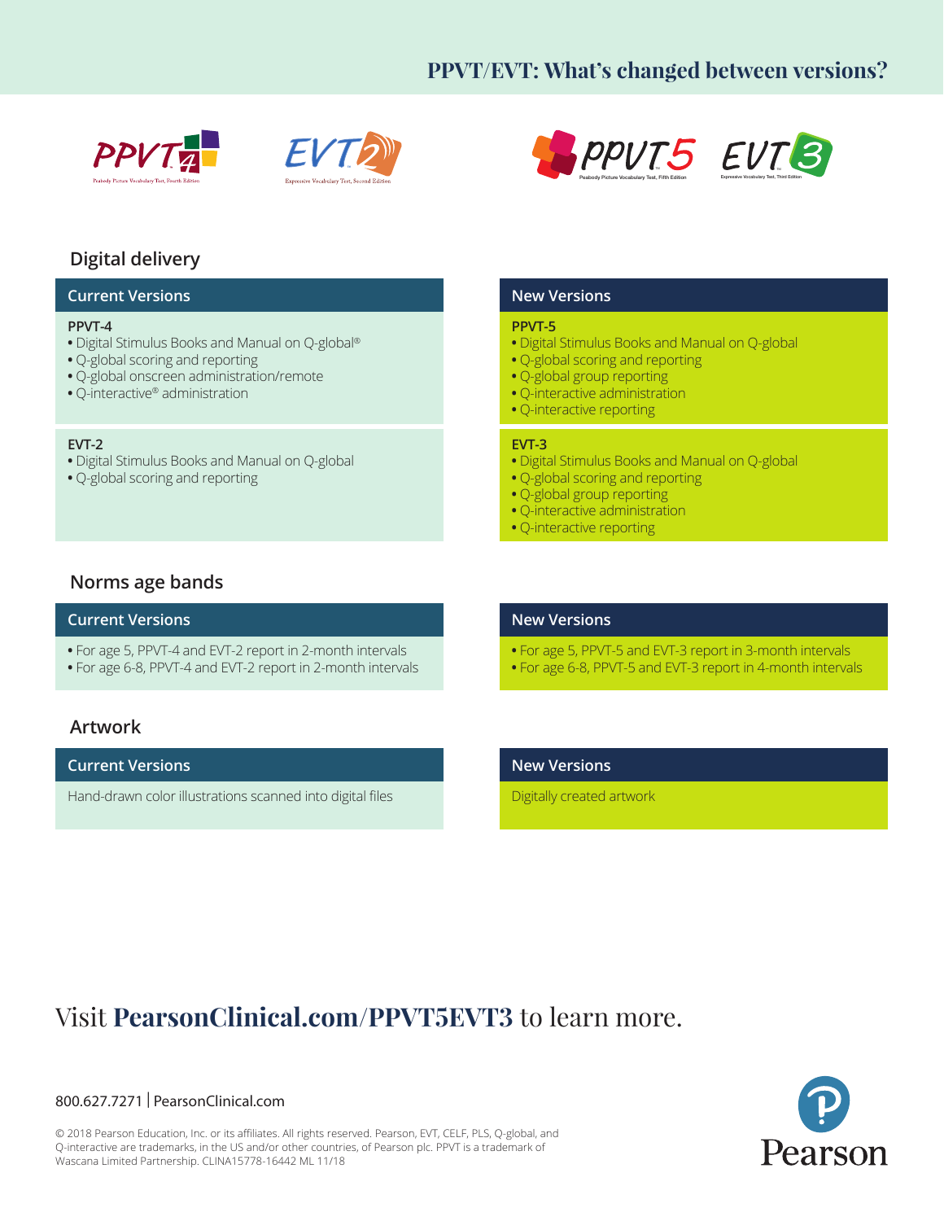# PPVT/EVT: What's changed between versions?

## Digital delivery

| Current Versions | New Versions |
| --- | --- |
| **PPVT-4**<br>• Digital Stimulus Books and Manual on Q-global®<br>• Q-global scoring and reporting<br>• Q-global onscreen administration/remote<br>• Q-interactive® administration | **PPVT-5**<br>• Digital Stimulus Books and Manual on Q-global<br>• Q-global scoring and reporting<br>• Q-global group reporting<br>• Q-interactive administration<br>• Q-interactive reporting |
| **EVT-2**<br>• Digital Stimulus Books and Manual on Q-global<br>• Q-global scoring and reporting | **EVT-3**<br>• Digital Stimulus Books and Manual on Q-global<br>• Q-global scoring and reporting<br>• Q-global group reporting<br>• Q-interactive administration<br>• Q-interactive reporting |

## Norms age bands

| Current Versions | New Versions |
| --- | --- |
| • For age 5, PPVT-4 and EVT-2 report in 2-month intervals<br>• For age 6-8, PPVT-4 and EVT-2 report in 2-month intervals | • For age 5, PPVT-5 and EVT-3 report in 3-month intervals<br>• For age 6-8, PPVT-5 and EVT-3 report in 4-month intervals |

## Artwork

| Current Versions | New Versions |
| --- | --- |
| Hand-drawn color illustrations scanned into digital files | Digitally created artwork |

Visit **PearsonClinical.com/PPVT5EVT3** to learn more.

800.627.7271 | PearsonClinical.com

© 2018 Pearson Education, Inc. or its affiliates. All rights reserved. Pearson, EVT, CELF, PLS, Q-global, and Q-interactive are trademarks, in the US and/or other countries, of Pearson plc. PPVT is a trademark of Wascana Limited Partnership. CLINA15778-16442 ML 11/18